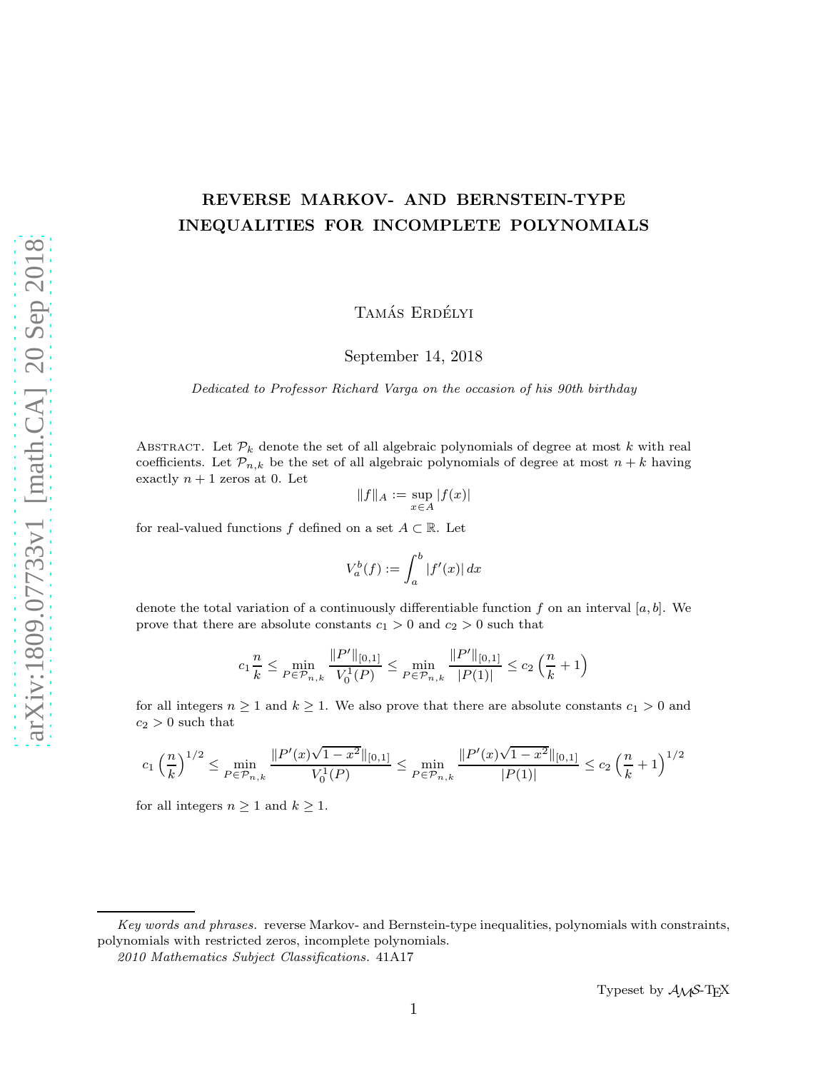# REVERSE MARKOV- AND BERNSTEIN-TYPE INEQUALITIES FOR INCOMPLETE POLYNOMIALS

Tamás Erdélyi

September 14, 2018

*Dedicated to Professor Richard Varga on the occasion of his 90th birthday*

Abstract. Let $\mathcal{P}_k$ denote the set of all algebraic polynomials of degree at most $k$ with real coefficients. Let $\mathcal{P}_{n,k}$ be the set of all algebraic polynomials of degree at most $n+k$ having exactly $n+1$ zeros at 0. Let

$$\|f\|_A := \sup_{x \in A} |f(x)|$$

for real-valued functions $f$ defined on a set $A \subset \mathbb{R}$. Let

$$V_a^b(f) := \int_a^b |f'(x)|\, dx$$

denote the total variation of a continuously differentiable function $f$ on an interval $[a,b]$. We prove that there are absolute constants $c_1 > 0$ and $c_2 > 0$ such that

$$c_1 \frac{n}{k} \leq \min_{P \in \mathcal{P}_{n,k}} \frac{\|P'\|_{[0,1]}}{V_0^1(P)} \leq \min_{P \in \mathcal{P}_{n,k}} \frac{\|P'\|_{[0,1]}}{|P(1)|} \leq c_2 \left(\frac{n}{k} + 1\right)$$

for all integers $n \geq 1$ and $k \geq 1$. We also prove that there are absolute constants $c_1 > 0$ and $c_2 > 0$ such that

$$c_1 \left(\frac{n}{k}\right)^{1/2} \leq \min_{P \in \mathcal{P}_{n,k}} \frac{\|P'(x)\sqrt{1-x^2}\|_{[0,1]}}{V_0^1(P)} \leq \min_{P \in \mathcal{P}_{n,k}} \frac{\|P'(x)\sqrt{1-x^2}\|_{[0,1]}}{|P(1)|} \leq c_2 \left(\frac{n}{k} + 1\right)^{1/2}$$

for all integers $n \geq 1$ and $k \geq 1$.

---

*Key words and phrases.* reverse Markov- and Bernstein-type inequalities, polynomials with constraints, polynomials with restricted zeros, incomplete polynomials.

*2010 Mathematics Subject Classifications.* 41A17

Typeset by $\mathcal{AMS}$-TEX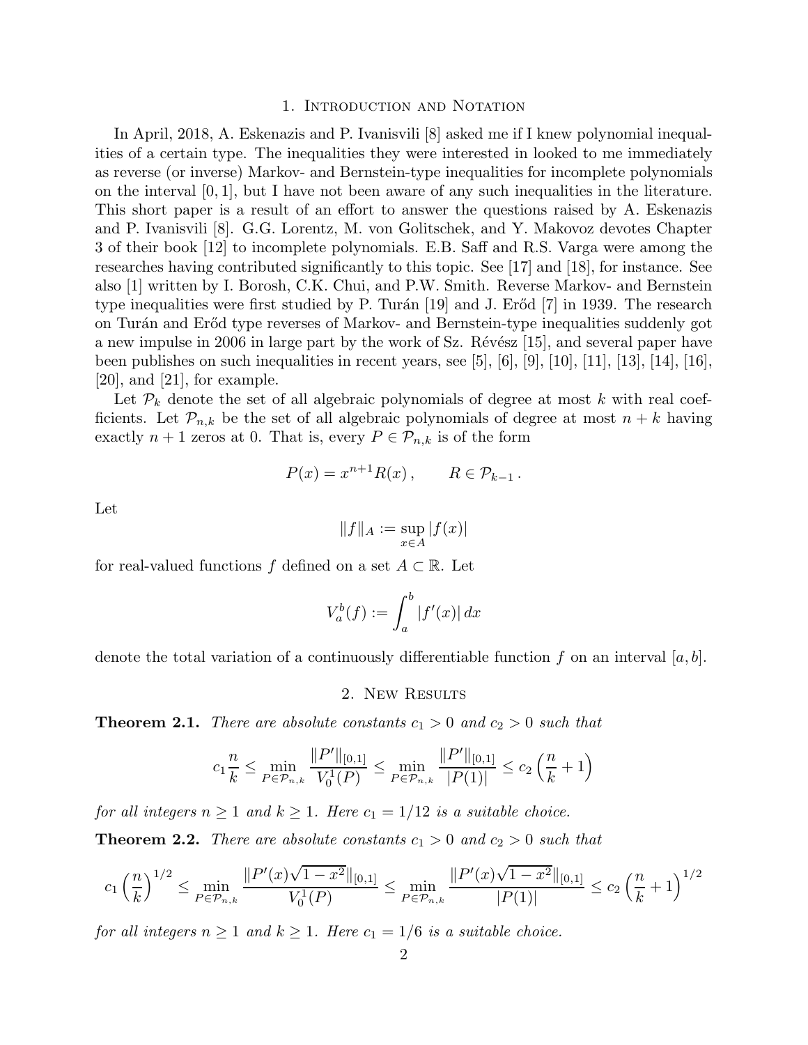## 1. Introduction and Notation

In April, 2018, A. Eskenazis and P. Ivanisvili [8] asked me if I knew polynomial inequalities of a certain type. The inequalities they were interested in looked to me immediately as reverse (or inverse) Markov- and Bernstein-type inequalities for incomplete polynomials on the interval $[0, 1]$, but I have not been aware of any such inequalities in the literature. This short paper is a result of an effort to answer the questions raised by A. Eskenazis and P. Ivanisvili [8]. G.G. Lorentz, M. von Golitschek, and Y. Makovoz devotes Chapter 3 of their book [12] to incomplete polynomials. E.B. Saff and R.S. Varga were among the researches having contributed significantly to this topic. See [17] and [18], for instance. See also [1] written by I. Borosh, C.K. Chui, and P.W. Smith. Reverse Markov- and Bernstein type inequalities were first studied by P. Turán [19] and J. Erőd [7] in 1939. The research on Turán and Erőd type reverses of Markov- and Bernstein-type inequalities suddenly got a new impulse in 2006 in large part by the work of Sz. Révész [15], and several paper have been publishes on such inequalities in recent years, see [5], [6], [9], [10], [11], [13], [14], [16], [20], and [21], for example.

Let $\mathcal{P}_k$ denote the set of all algebraic polynomials of degree at most $k$ with real coefficients. Let $\mathcal{P}_{n,k}$ be the set of all algebraic polynomials of degree at most $n+k$ having exactly $n+1$ zeros at 0. That is, every $P \in \mathcal{P}_{n,k}$ is of the form

$$P(x) = x^{n+1}R(x)\,, \qquad R \in \mathcal{P}_{k-1}\,.$$

Let

$$\|f\|_A := \sup_{x \in A} |f(x)|$$

for real-valued functions $f$ defined on a set $A \subset \mathbb{R}$. Let

$$V_a^b(f) := \int_a^b |f'(x)|\, dx$$

denote the total variation of a continuously differentiable function $f$ on an interval $[a, b]$.

## 2. New Results

**Theorem 2.1.** *There are absolute constants $c_1 > 0$ and $c_2 > 0$ such that*

$$c_1 \frac{n}{k} \leq \min_{P \in \mathcal{P}_{n,k}} \frac{\|P'\|_{[0,1]}}{V_0^1(P)} \leq \min_{P \in \mathcal{P}_{n,k}} \frac{\|P'\|_{[0,1]}}{|P(1)|} \leq c_2 \left(\frac{n}{k} + 1\right)$$

*for all integers $n \geq 1$ and $k \geq 1$. Here $c_1 = 1/12$ is a suitable choice.*

**Theorem 2.2.** *There are absolute constants $c_1 > 0$ and $c_2 > 0$ such that*

$$c_1 \left(\frac{n}{k}\right)^{1/2} \leq \min_{P \in \mathcal{P}_{n,k}} \frac{\|P'(x)\sqrt{1-x^2}\|_{[0,1]}}{V_0^1(P)} \leq \min_{P \in \mathcal{P}_{n,k}} \frac{\|P'(x)\sqrt{1-x^2}\|_{[0,1]}}{|P(1)|} \leq c_2 \left(\frac{n}{k} + 1\right)^{1/2}$$

*for all integers $n \geq 1$ and $k \geq 1$. Here $c_1 = 1/6$ is a suitable choice.*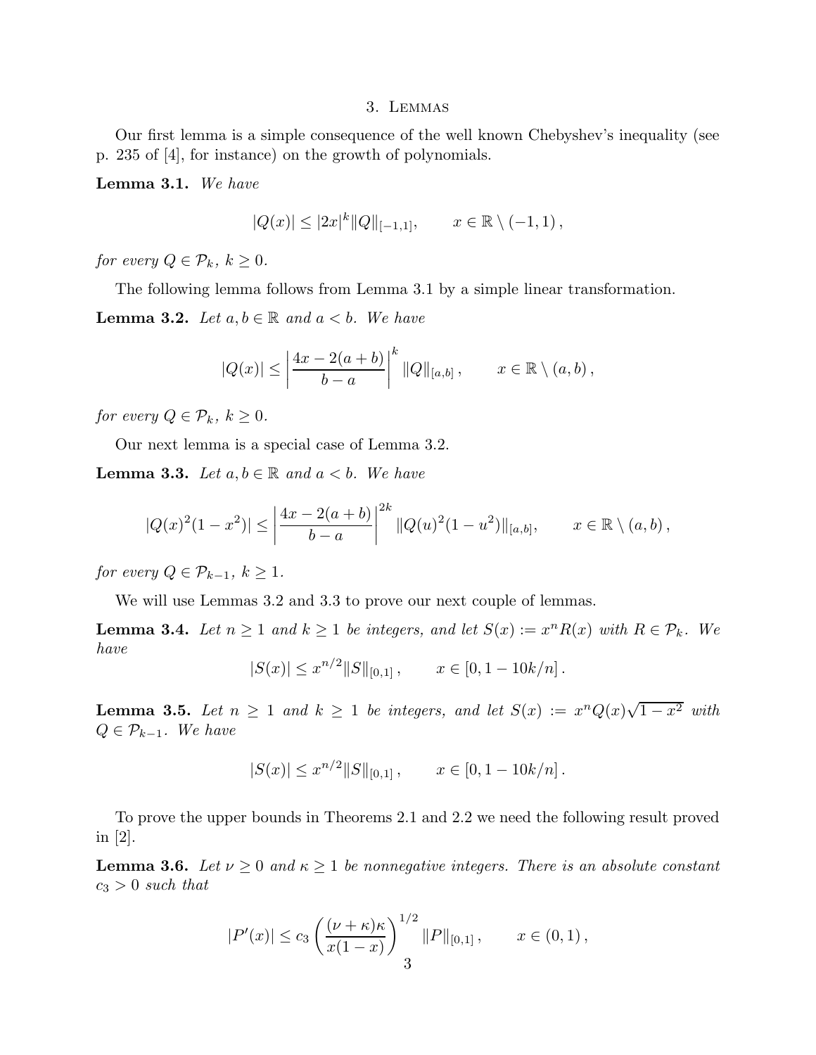## 3. Lemmas

Our first lemma is a simple consequence of the well known Chebyshev's inequality (see p. 235 of [4], for instance) on the growth of polynomials.

**Lemma 3.1.** *We have*

$$|Q(x)| \leq |2x|^k \|Q\|_{[-1,1]}, \qquad x \in \mathbb{R} \setminus (-1,1)\,,$$

*for every* $Q \in \mathcal{P}_k$, $k \geq 0$.

The following lemma follows from Lemma 3.1 by a simple linear transformation.

**Lemma 3.2.** *Let* $a, b \in \mathbb{R}$ *and* $a < b$. *We have*

$$|Q(x)| \leq \left| \frac{4x - 2(a+b)}{b-a} \right|^k \|Q\|_{[a,b]}\,, \qquad x \in \mathbb{R} \setminus (a,b)\,,$$

*for every* $Q \in \mathcal{P}_k$, $k \geq 0$.

Our next lemma is a special case of Lemma 3.2.

**Lemma 3.3.** *Let* $a, b \in \mathbb{R}$ *and* $a < b$. *We have*

$$|Q(x)^2(1-x^2)| \leq \left| \frac{4x - 2(a+b)}{b-a} \right|^{2k} \|Q(u)^2(1-u^2)\|_{[a,b]}, \qquad x \in \mathbb{R} \setminus (a,b)\,,$$

*for every* $Q \in \mathcal{P}_{k-1}$, $k \geq 1$.

We will use Lemmas 3.2 and 3.3 to prove our next couple of lemmas.

**Lemma 3.4.** *Let* $n \geq 1$ *and* $k \geq 1$ *be integers, and let* $S(x) := x^n R(x)$ *with* $R \in \mathcal{P}_k$. *We have*

$$|S(x)| \leq x^{n/2} \|S\|_{[0,1]}\,, \qquad x \in [0, 1 - 10k/n]\,.$$

**Lemma 3.5.** *Let* $n \geq 1$ *and* $k \geq 1$ *be integers, and let* $S(x) := x^n Q(x)\sqrt{1-x^2}$ *with* $Q \in \mathcal{P}_{k-1}$. *We have*

$$|S(x)| \leq x^{n/2} \|S\|_{[0,1]}\,, \qquad x \in [0, 1 - 10k/n]\,.$$

To prove the upper bounds in Theorems 2.1 and 2.2 we need the following result proved in [2].

**Lemma 3.6.** *Let* $\nu \geq 0$ *and* $\kappa \geq 1$ *be nonnegative integers. There is an absolute constant* $c_3 > 0$ *such that*

$$|P'(x)| \leq c_3 \left( \frac{(\nu + \kappa)\kappa}{x(1-x)} \right)^{1/2} \|P\|_{[0,1]}\,, \qquad x \in (0,1)\,,$$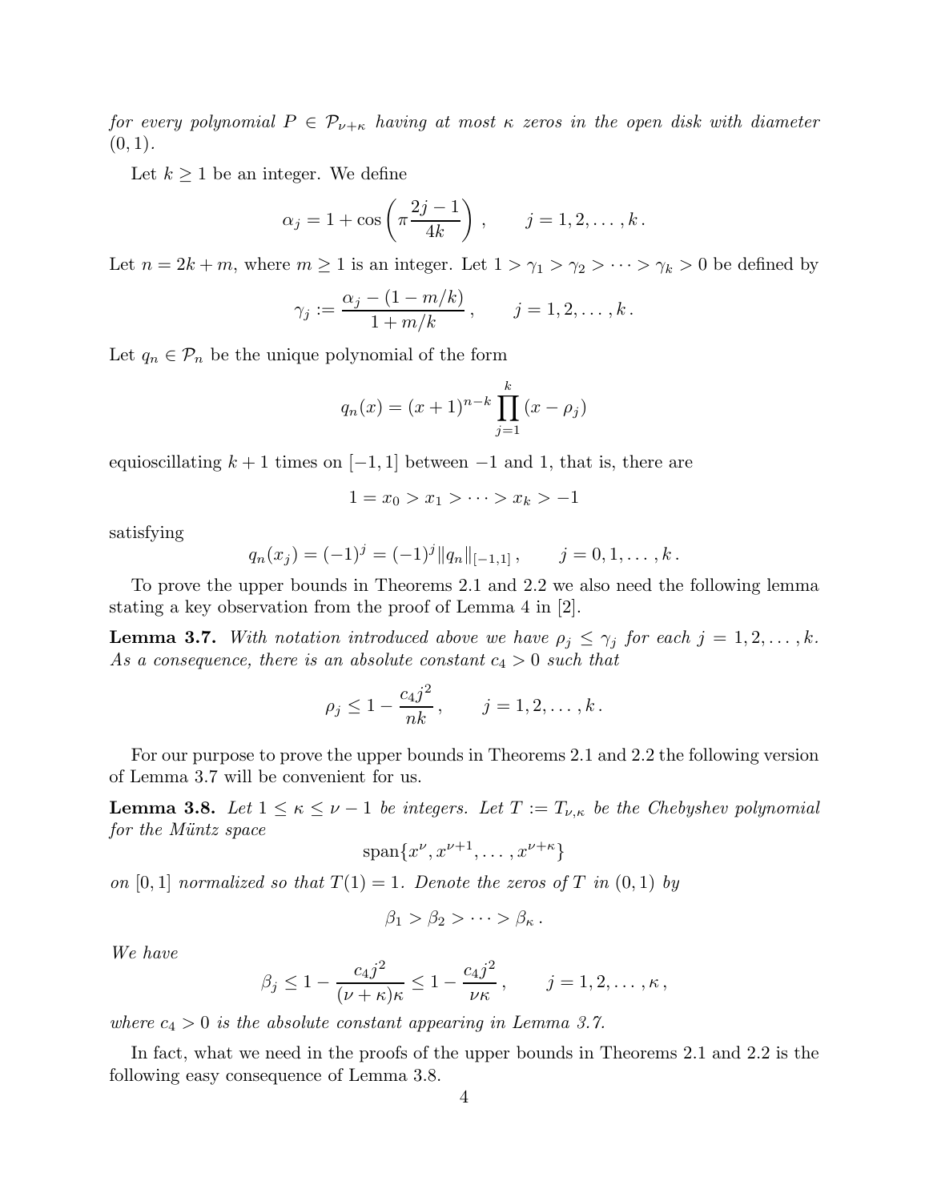*for every polynomial $P \in \mathcal{P}_{\nu+\kappa}$ having at most $\kappa$ zeros in the open disk with diameter $(0,1)$.*

Let $k \geq 1$ be an integer. We define

$$\alpha_j = 1 + \cos\left(\pi \frac{2j-1}{4k}\right), \qquad j = 1, 2, \ldots, k\,.$$

Let $n = 2k + m$, where $m \geq 1$ is an integer. Let $1 > \gamma_1 > \gamma_2 > \cdots > \gamma_k > 0$ be defined by

$$\gamma_j := \frac{\alpha_j - (1 - m/k)}{1 + m/k}, \qquad j = 1, 2, \ldots, k\,.$$

Let $q_n \in \mathcal{P}_n$ be the unique polynomial of the form

$$q_n(x) = (x+1)^{n-k} \prod_{j=1}^{k} (x - \rho_j)$$

equioscillating $k+1$ times on $[-1,1]$ between $-1$ and $1$, that is, there are

$$1 = x_0 > x_1 > \cdots > x_k > -1$$

satisfying

$$q_n(x_j) = (-1)^j = (-1)^j \|q_n\|_{[-1,1]}, \qquad j = 0, 1, \ldots, k\,.$$

To prove the upper bounds in Theorems 2.1 and 2.2 we also need the following lemma stating a key observation from the proof of Lemma 4 in [2].

**Lemma 3.7.** *With notation introduced above we have $\rho_j \leq \gamma_j$ for each $j = 1, 2, \ldots, k$. As a consequence, there is an absolute constant $c_4 > 0$ such that*

$$\rho_j \leq 1 - \frac{c_4 j^2}{nk}, \qquad j = 1, 2, \ldots, k\,.$$

For our purpose to prove the upper bounds in Theorems 2.1 and 2.2 the following version of Lemma 3.7 will be convenient for us.

**Lemma 3.8.** *Let $1 \leq \kappa \leq \nu - 1$ be integers. Let $T := T_{\nu,\kappa}$ be the Chebyshev polynomial for the Müntz space*

$$\text{span}\{x^\nu, x^{\nu+1}, \ldots, x^{\nu+\kappa}\}$$

*on $[0,1]$ normalized so that $T(1) = 1$. Denote the zeros of $T$ in $(0,1)$ by*

$$\beta_1 > \beta_2 > \cdots > \beta_\kappa\,.$$

*We have*

$$\beta_j \leq 1 - \frac{c_4 j^2}{(\nu+\kappa)\kappa} \leq 1 - \frac{c_4 j^2}{\nu\kappa}, \qquad j = 1, 2, \ldots, \kappa\,,$$

*where $c_4 > 0$ is the absolute constant appearing in Lemma 3.7.*

In fact, what we need in the proofs of the upper bounds in Theorems 2.1 and 2.2 is the following easy consequence of Lemma 3.8.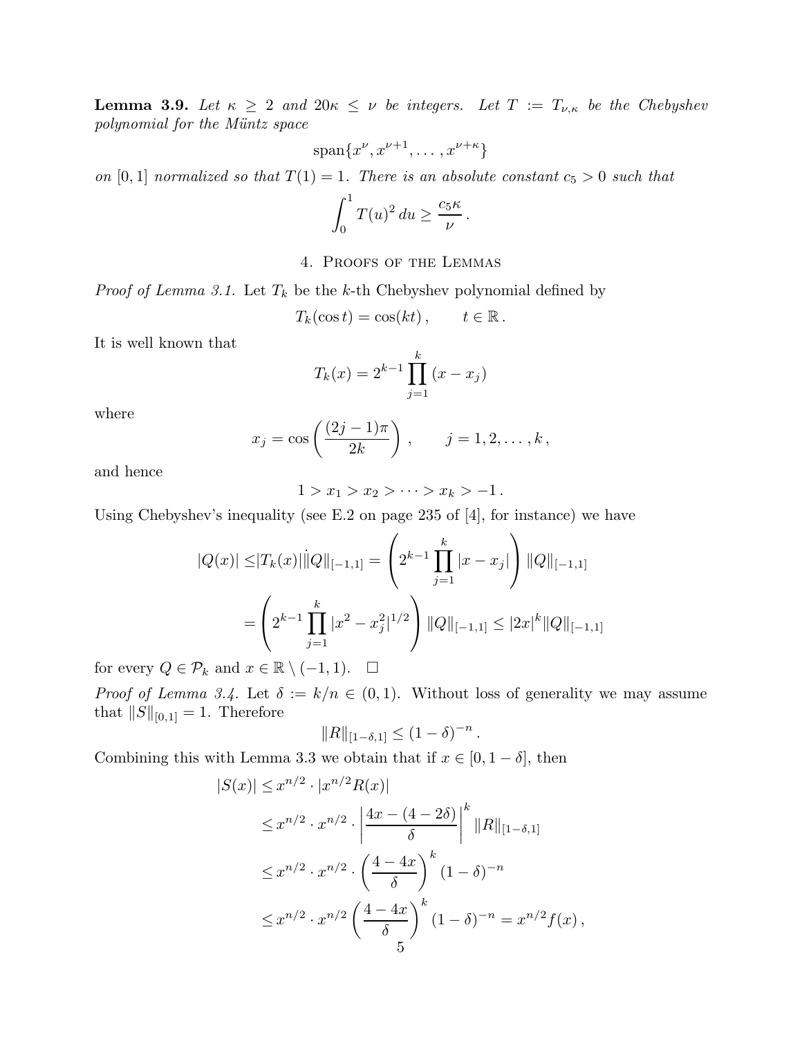**Lemma 3.9.** *Let $\kappa \geq 2$ and $20\kappa \leq \nu$ be integers. Let $T := T_{\nu,\kappa}$ be the Chebyshev polynomial for the Müntz space*

$$\operatorname{span}\{x^\nu, x^{\nu+1}, \dots, x^{\nu+\kappa}\}$$

*on $[0,1]$ normalized so that $T(1) = 1$. There is an absolute constant $c_5 > 0$ such that*

$$\int_0^1 T(u)^2\, du \geq \frac{c_5 \kappa}{\nu}\,.$$

## 4. Proofs of the Lemmas

*Proof of Lemma 3.1.* Let $T_k$ be the $k$-th Chebyshev polynomial defined by

$$T_k(\cos t) = \cos(kt)\,, \qquad t \in \mathbb{R}\,.$$

It is well known that

$$T_k(x) = 2^{k-1} \prod_{j=1}^{k} (x - x_j)$$

where

$$x_j = \cos\left(\frac{(2j-1)\pi}{2k}\right)\,, \qquad j = 1, 2, \dots, k\,,$$

and hence

$$1 > x_1 > x_2 > \cdots > x_k > -1\,.$$

Using Chebyshev's inequality (see E.2 on page 235 of [4], for instance) we have

$$\begin{aligned}
|Q(x)| \leq & |T_k(x)| \|Q\|_{[-1,1]} = \left(2^{k-1} \prod_{j=1}^{k} |x - x_j|\right) \|Q\|_{[-1,1]} \\
&= \left(2^{k-1} \prod_{j=1}^{k} |x^2 - x_j^2|^{1/2}\right) \|Q\|_{[-1,1]} \leq |2x|^k \|Q\|_{[-1,1]}
\end{aligned}$$

for every $Q \in \mathcal{P}_k$ and $x \in \mathbb{R} \setminus (-1,1)$. $\square$

*Proof of Lemma 3.4.* Let $\delta := k/n \in (0,1)$. Without loss of generality we may assume that $\|S\|_{[0,1]} = 1$. Therefore

$$\|R\|_{[1-\delta,1]} \leq (1-\delta)^{-n}\,.$$

Combining this with Lemma 3.3 we obtain that if $x \in [0, 1-\delta]$, then

$$\begin{aligned}
|S(x)| &\leq x^{n/2} \cdot |x^{n/2} R(x)| \\
&\leq x^{n/2} \cdot x^{n/2} \cdot \left|\frac{4x - (4 - 2\delta)}{\delta}\right|^k \|R\|_{[1-\delta,1]} \\
&\leq x^{n/2} \cdot x^{n/2} \cdot \left(\frac{4 - 4x}{\delta}\right)^k (1-\delta)^{-n} \\
&\leq x^{n/2} \cdot x^{n/2} \left(\frac{4 - 4x}{\delta}\right)^k (1-\delta)^{-n} = x^{n/2} f(x)\,,
\end{aligned}$$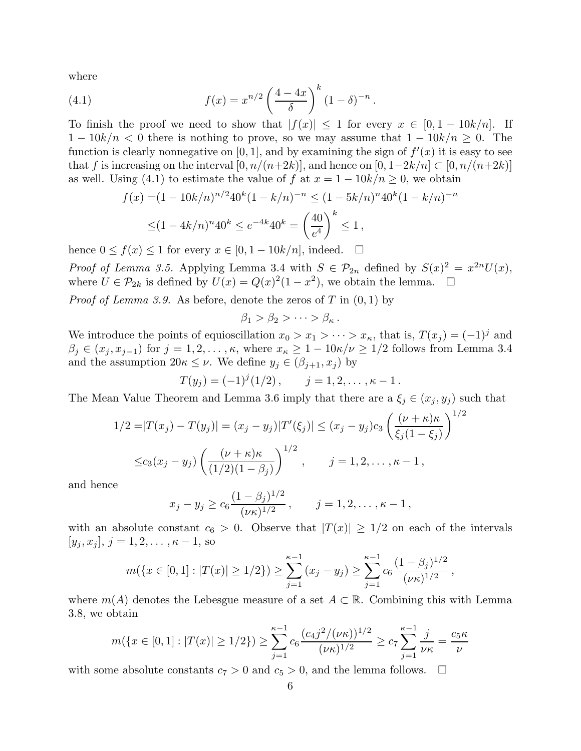where

$$f(x) = x^{n/2} \left( \frac{4-4x}{\delta} \right)^k (1-\delta)^{-n} \,. \tag{4.1}$$

To finish the proof we need to show that $|f(x)| \leq 1$ for every $x \in [0, 1-10k/n]$. If $1 - 10k/n < 0$ there is nothing to prove, so we may assume that $1 - 10k/n \geq 0$. The function is clearly nonnegative on $[0,1]$, and by examining the sign of $f'(x)$ it is easy to see that $f$ is increasing on the interval $[0, n/(n+2k)]$, and hence on $[0, 1-2k/n] \subset [0, n/(n+2k)]$ as well. Using (4.1) to estimate the value of $f$ at $x = 1 - 10k/n \geq 0$, we obtain

$$\begin{aligned} f(x) =& (1-10k/n)^{n/2} 40^k (1-k/n)^{-n} \leq (1-5k/n)^n 40^k (1-k/n)^{-n} \\ \leq& (1-4k/n)^n 40^k \leq e^{-4k} 40^k = \left( \frac{40}{e^4} \right)^k \leq 1 \,, \end{aligned}$$

hence $0 \leq f(x) \leq 1$ for every $x \in [0, 1-10k/n]$, indeed. $\square$

*Proof of Lemma 3.5.* Applying Lemma 3.4 with $S \in \mathcal{P}_{2n}$ defined by $S(x)^2 = x^{2n} U(x)$, where $U \in \mathcal{P}_{2k}$ is defined by $U(x) = Q(x)^2 (1-x^2)$, we obtain the lemma. $\square$

*Proof of Lemma 3.9.* As before, denote the zeros of $T$ in $(0,1)$ by

$$\beta_1 > \beta_2 > \cdots > \beta_\kappa \,.$$

We introduce the points of equioscillation $x_0 > x_1 > \cdots > x_\kappa$, that is, $T(x_j) = (-1)^j$ and $\beta_j \in (x_j, x_{j-1})$ for $j = 1, 2, \ldots, \kappa$, where $x_\kappa \geq 1 - 10\kappa/\nu \geq 1/2$ follows from Lemma 3.4 and the assumption $20\kappa \leq \nu$. We define $y_j \in (\beta_{j+1}, x_j)$ by

$$T(y_j) = (-1)^j (1/2) \,, \qquad j = 1, 2, \ldots, \kappa - 1 \,.$$

The Mean Value Theorem and Lemma 3.6 imply that there are a $\xi_j \in (x_j, y_j)$ such that

$$\begin{aligned} 1/2 =& |T(x_j) - T(y_j)| = (x_j - y_j)|T'(\xi_j)| \leq (x_j - y_j) c_3 \left( \frac{(\nu+\kappa)\kappa}{\xi_j(1-\xi_j)} \right)^{1/2} \\ \leq& c_3 (x_j - y_j) \left( \frac{(\nu+\kappa)\kappa}{(1/2)(1-\beta_j)} \right)^{1/2} \,, \qquad j = 1, 2, \ldots, \kappa - 1 \,, \end{aligned}$$

and hence

$$x_j - y_j \geq c_6 \frac{(1-\beta_j)^{1/2}}{(\nu\kappa)^{1/2}} \,, \qquad j = 1, 2, \ldots, \kappa - 1 \,,$$

with an absolute constant $c_6 > 0$. Observe that $|T(x)| \geq 1/2$ on each of the intervals $[y_j, x_j]$, $j = 1, 2, \ldots, \kappa - 1$, so

$$m(\{x \in [0,1] : |T(x)| \geq 1/2\}) \geq \sum_{j=1}^{\kappa-1} (x_j - y_j) \geq \sum_{j=1}^{\kappa-1} c_6 \frac{(1-\beta_j)^{1/2}}{(\nu\kappa)^{1/2}} \,,$$

where $m(A)$ denotes the Lebesgue measure of a set $A \subset \mathbb{R}$. Combining this with Lemma 3.8, we obtain

$$m(\{x \in [0,1] : |T(x)| \geq 1/2\}) \geq \sum_{j=1}^{\kappa-1} c_6 \frac{(c_4 j^2/(\nu\kappa))^{1/2}}{(\nu\kappa)^{1/2}} \geq c_7 \sum_{j=1}^{\kappa-1} \frac{j}{\nu\kappa} = \frac{c_5 \kappa}{\nu}$$

with some absolute constants $c_7 > 0$ and $c_5 > 0$, and the lemma follows. $\square$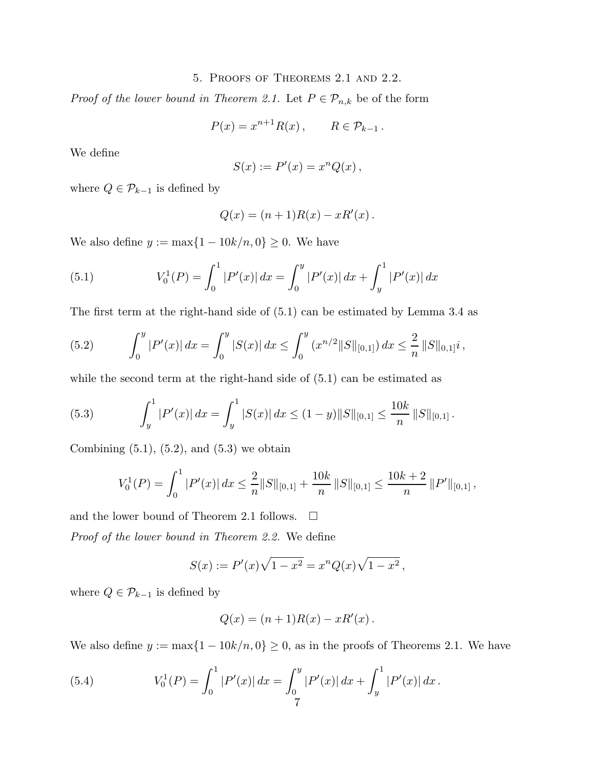## 5. Proofs of Theorems 2.1 and 2.2.

*Proof of the lower bound in Theorem 2.1.* Let $P \in \mathcal{P}_{n,k}$ be of the form

$$P(x) = x^{n+1}R(x)\,, \qquad R \in \mathcal{P}_{k-1}\,.$$

We define

$$S(x) := P'(x) = x^n Q(x)\,,$$

where $Q \in \mathcal{P}_{k-1}$ is defined by

$$Q(x) = (n+1)R(x) - xR'(x)\,.$$

We also define $y := \max\{1 - 10k/n, 0\} \geq 0$. We have

$$V_0^1(P) = \int_0^1 |P'(x)|\,dx = \int_0^y |P'(x)|\,dx + \int_y^1 |P'(x)|\,dx \tag{5.1}$$

The first term at the right-hand side of (5.1) can be estimated by Lemma 3.4 as

$$\int_0^y |P'(x)|\,dx = \int_0^y |S(x)|\,dx \leq \int_0^y (x^{n/2}\|S\|_{[0,1]})\,dx \leq \frac{2}{n}\,\|S\|_{0,1]}i\,, \tag{5.2}$$

while the second term at the right-hand side of (5.1) can be estimated as

$$\int_y^1 |P'(x)|\,dx = \int_y^1 |S(x)|\,dx \leq (1-y)\|S\|_{[0,1]} \leq \frac{10k}{n}\,\|S\|_{[0,1]}\,. \tag{5.3}$$

Combining (5.1), (5.2), and (5.3) we obtain

$$V_0^1(P) = \int_0^1 |P'(x)|\,dx \leq \frac{2}{n}\|S\|_{[0,1]} + \frac{10k}{n}\,\|S\|_{[0,1]} \leq \frac{10k+2}{n}\,\|P'\|_{[0,1]}\,,$$

and the lower bound of Theorem 2.1 follows. $\square$

*Proof of the lower bound in Theorem 2.2.* We define

$$S(x) := P'(x)\sqrt{1-x^2} = x^n Q(x)\sqrt{1-x^2}\,,$$

where $Q \in \mathcal{P}_{k-1}$ is defined by

$$Q(x) = (n+1)R(x) - xR'(x)\,.$$

We also define $y := \max\{1 - 10k/n, 0\} \geq 0$, as in the proofs of Theorems 2.1. We have

$$V_0^1(P) = \int_0^1 |P'(x)|\,dx = \int_0^y |P'(x)|\,dx + \int_y^1 |P'(x)|\,dx\,. \tag{5.4}$$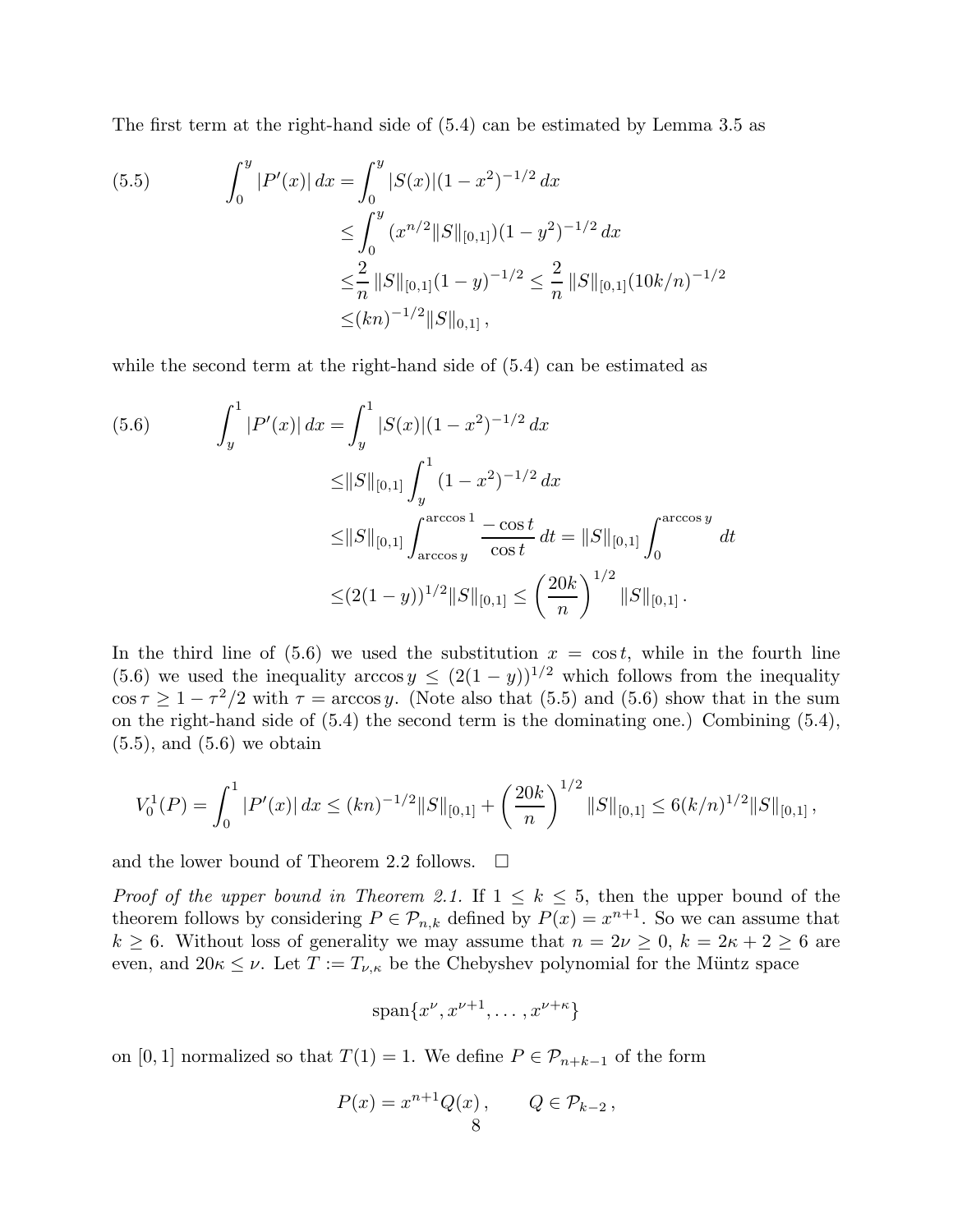The first term at the right-hand side of (5.4) can be estimated by Lemma 3.5 as

$$
\begin{aligned}
\int_0^y |P'(x)|\,dx &= \int_0^y |S(x)|(1-x^2)^{-1/2}\,dx \\
&\leq \int_0^y (x^{n/2}\|S\|_{[0,1]})(1-y^2)^{-1/2}\,dx \\
&\leq \frac{2}{n}\,\|S\|_{[0,1]}(1-y)^{-1/2} \leq \frac{2}{n}\,\|S\|_{[0,1]}(10k/n)^{-1/2} \\
&\leq (kn)^{-1/2}\|S\|_{0,1]}\,,
\end{aligned}
\tag{5.5}
$$

while the second term at the right-hand side of (5.4) can be estimated as

$$
\begin{aligned}
\int_y^1 |P'(x)|\,dx &= \int_y^1 |S(x)|(1-x^2)^{-1/2}\,dx \\
&\leq \|S\|_{[0,1]}\int_y^1 (1-x^2)^{-1/2}\,dx \\
&\leq \|S\|_{[0,1]}\int_{\arccos y}^{\arccos 1} \frac{-\cos t}{\cos t}\,dt = \|S\|_{[0,1]}\int_0^{\arccos y} dt \\
&\leq (2(1-y))^{1/2}\|S\|_{[0,1]} \leq \left(\frac{20k}{n}\right)^{1/2}\|S\|_{[0,1]}\,.
\end{aligned}
\tag{5.6}
$$

In the third line of (5.6) we used the substitution $x = \cos t$, while in the fourth line (5.6) we used the inequality $\arccos y \leq (2(1-y))^{1/2}$ which follows from the inequality $\cos\tau \geq 1 - \tau^2/2$ with $\tau = \arccos y$. (Note also that (5.5) and (5.6) show that in the sum on the right-hand side of (5.4) the second term is the dominating one.) Combining (5.4), (5.5), and (5.6) we obtain

$$
V_0^1(P) = \int_0^1 |P'(x)|\,dx \leq (kn)^{-1/2}\|S\|_{[0,1]} + \left(\frac{20k}{n}\right)^{1/2}\|S\|_{[0,1]} \leq 6(k/n)^{1/2}\|S\|_{[0,1]}\,,
$$

and the lower bound of Theorem 2.2 follows. $\square$

*Proof of the upper bound in Theorem 2.1.* If $1 \leq k \leq 5$, then the upper bound of the theorem follows by considering $P \in \mathcal{P}_{n,k}$ defined by $P(x) = x^{n+1}$. So we can assume that $k \geq 6$. Without loss of generality we may assume that $n = 2\nu \geq 0$, $k = 2\kappa + 2 \geq 6$ are even, and $20\kappa \leq \nu$. Let $T := T_{\nu,\kappa}$ be the Chebyshev polynomial for the Müntz space

$$
\operatorname{span}\{x^\nu, x^{\nu+1}, \dots, x^{\nu+\kappa}\}
$$

on $[0,1]$ normalized so that $T(1) = 1$. We define $P \in \mathcal{P}_{n+k-1}$ of the form

$$
P(x) = x^{n+1}Q(x)\,, \qquad Q \in \mathcal{P}_{k-2}\,,
$$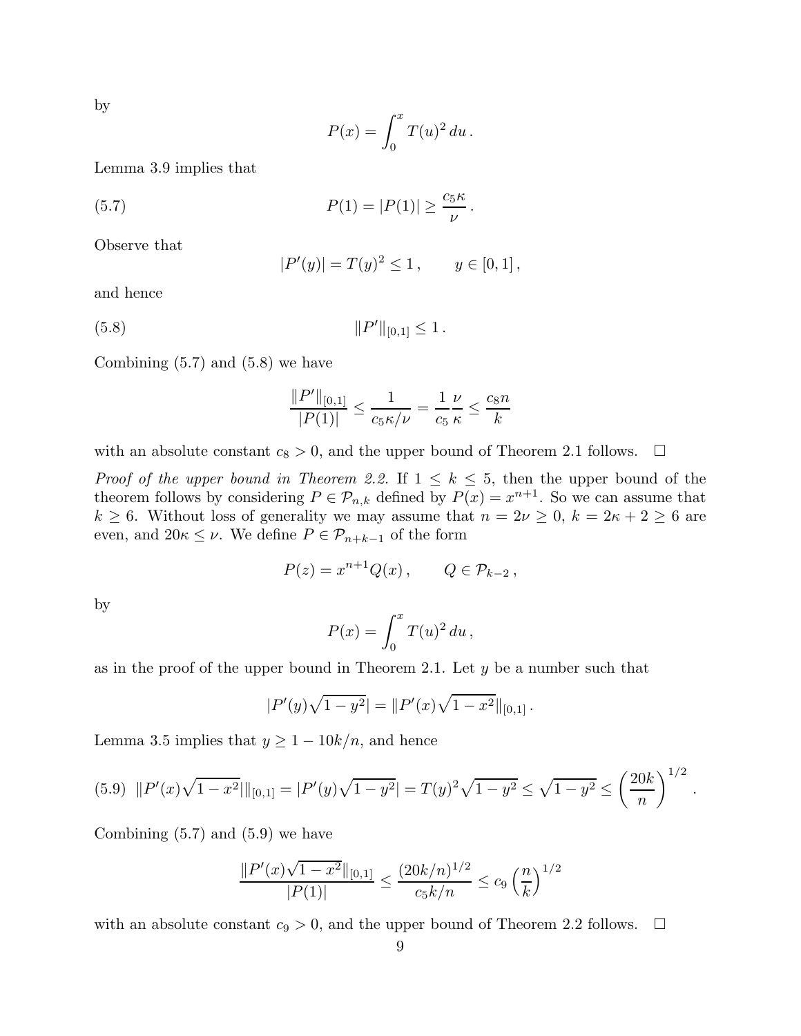by

$$P(x) = \int_0^x T(u)^2 \, du \,.$$

Lemma 3.9 implies that

$$P(1) = |P(1)| \geq \frac{c_5 \kappa}{\nu} \,. \tag{5.7}$$

Observe that

$$|P'(y)| = T(y)^2 \leq 1 \,, \qquad y \in [0,1] \,,$$

and hence

$$\|P'\|_{[0,1]} \leq 1 \,. \tag{5.8}$$

Combining (5.7) and (5.8) we have

$$\frac{\|P'\|_{[0,1]}}{|P(1)|} \leq \frac{1}{c_5 \kappa / \nu} = \frac{1}{c_5} \frac{\nu}{\kappa} \leq \frac{c_8 n}{k}$$

with an absolute constant $c_8 > 0$, and the upper bound of Theorem 2.1 follows. $\square$

*Proof of the upper bound in Theorem 2.2.* If $1 \leq k \leq 5$, then the upper bound of the theorem follows by considering $P \in \mathcal{P}_{n,k}$ defined by $P(x) = x^{n+1}$. So we can assume that $k \geq 6$. Without loss of generality we may assume that $n = 2\nu \geq 0$, $k = 2\kappa + 2 \geq 6$ are even, and $20\kappa \leq \nu$. We define $P \in \mathcal{P}_{n+k-1}$ of the form

$$P(z) = x^{n+1} Q(x) \,, \qquad Q \in \mathcal{P}_{k-2} \,,$$

by

$$P(x) = \int_0^x T(u)^2 \, du \,,$$

as in the proof of the upper bound in Theorem 2.1. Let $y$ be a number such that

$$|P'(y)\sqrt{1-y^2}| = \|P'(x)\sqrt{1-x^2}\|_{[0,1]} \,.$$

Lemma 3.5 implies that $y \geq 1 - 10k/n$, and hence

$$\|P'(x)\sqrt{1-x^2}|\|_{[0,1]} = |P'(y)\sqrt{1-y^2}| = T(y)^2\sqrt{1-y^2} \leq \sqrt{1-y^2} \leq \left(\frac{20k}{n}\right)^{1/2} \,. \tag{5.9}$$

Combining (5.7) and (5.9) we have

$$\frac{\|P'(x)\sqrt{1-x^2}\|_{[0,1]}}{|P(1)|} \leq \frac{(20k/n)^{1/2}}{c_5 k/n} \leq c_9 \left(\frac{n}{k}\right)^{1/2}$$

with an absolute constant $c_9 > 0$, and the upper bound of Theorem 2.2 follows. $\square$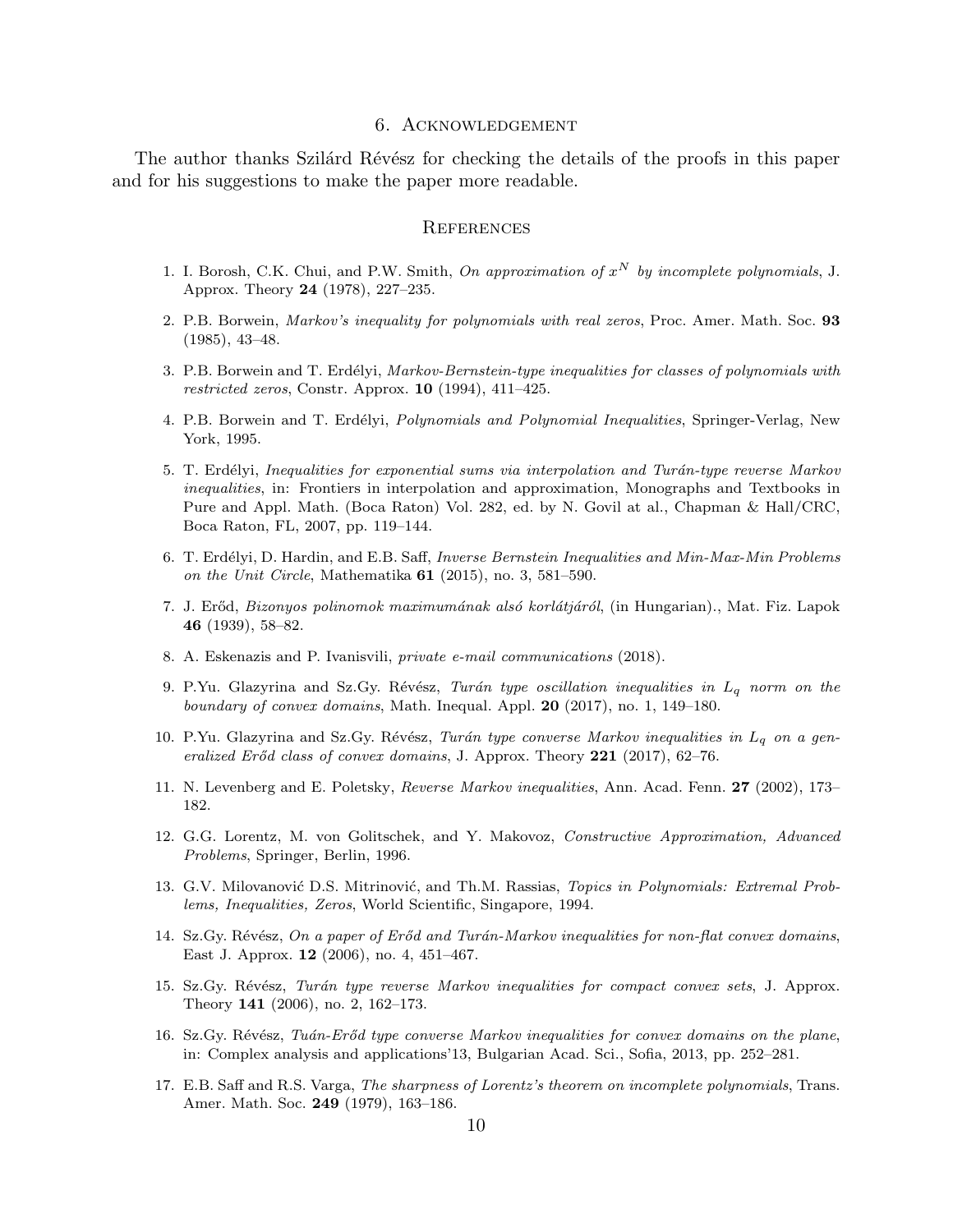## 6. Acknowledgement

The author thanks Szilárd Révész for checking the details of the proofs in this paper and for his suggestions to make the paper more readable.

## References

1. I. Borosh, C.K. Chui, and P.W. Smith, *On approximation of $x^N$ by incomplete polynomials*, J. Approx. Theory **24** (1978), 227–235.
2. P.B. Borwein, *Markov's inequality for polynomials with real zeros*, Proc. Amer. Math. Soc. **93** (1985), 43–48.
3. P.B. Borwein and T. Erdélyi, *Markov-Bernstein-type inequalities for classes of polynomials with restricted zeros*, Constr. Approx. **10** (1994), 411–425.
4. P.B. Borwein and T. Erdélyi, *Polynomials and Polynomial Inequalities*, Springer-Verlag, New York, 1995.
5. T. Erdélyi, *Inequalities for exponential sums via interpolation and Turán-type reverse Markov inequalities*, in: Frontiers in interpolation and approximation, Monographs and Textbooks in Pure and Appl. Math. (Boca Raton) Vol. 282, ed. by N. Govil at al., Chapman & Hall/CRC, Boca Raton, FL, 2007, pp. 119–144.
6. T. Erdélyi, D. Hardin, and E.B. Saff, *Inverse Bernstein Inequalities and Min-Max-Min Problems on the Unit Circle*, Mathematika **61** (2015), no. 3, 581–590.
7. J. Erőd, *Bizonyos polinomok maximumának alsó korlátjáról*, (in Hungarian)., Mat. Fiz. Lapok **46** (1939), 58–82.
8. A. Eskenazis and P. Ivanisvili, *private e-mail communications* (2018).
9. P.Yu. Glazyrina and Sz.Gy. Révész, *Turán type oscillation inequalities in $L_q$ norm on the boundary of convex domains*, Math. Inequal. Appl. **20** (2017), no. 1, 149–180.
10. P.Yu. Glazyrina and Sz.Gy. Révész, *Turán type converse Markov inequalities in $L_q$ on a generalized Erőd class of convex domains*, J. Approx. Theory **221** (2017), 62–76.
11. N. Levenberg and E. Poletsky, *Reverse Markov inequalities*, Ann. Acad. Fenn. **27** (2002), 173–182.
12. G.G. Lorentz, M. von Golitschek, and Y. Makovoz, *Constructive Approximation, Advanced Problems*, Springer, Berlin, 1996.
13. G.V. Milovanović D.S. Mitrinović, and Th.M. Rassias, *Topics in Polynomials: Extremal Problems, Inequalities, Zeros*, World Scientific, Singapore, 1994.
14. Sz.Gy. Révész, *On a paper of Erőd and Turán-Markov inequalities for non-flat convex domains*, East J. Approx. **12** (2006), no. 4, 451–467.
15. Sz.Gy. Révész, *Turán type reverse Markov inequalities for compact convex sets*, J. Approx. Theory **141** (2006), no. 2, 162–173.
16. Sz.Gy. Révész, *Tuán-Erőd type converse Markov inequalities for convex domains on the plane*, in: Complex analysis and applications'13, Bulgarian Acad. Sci., Sofia, 2013, pp. 252–281.
17. E.B. Saff and R.S. Varga, *The sharpness of Lorentz's theorem on incomplete polynomials*, Trans. Amer. Math. Soc. **249** (1979), 163–186.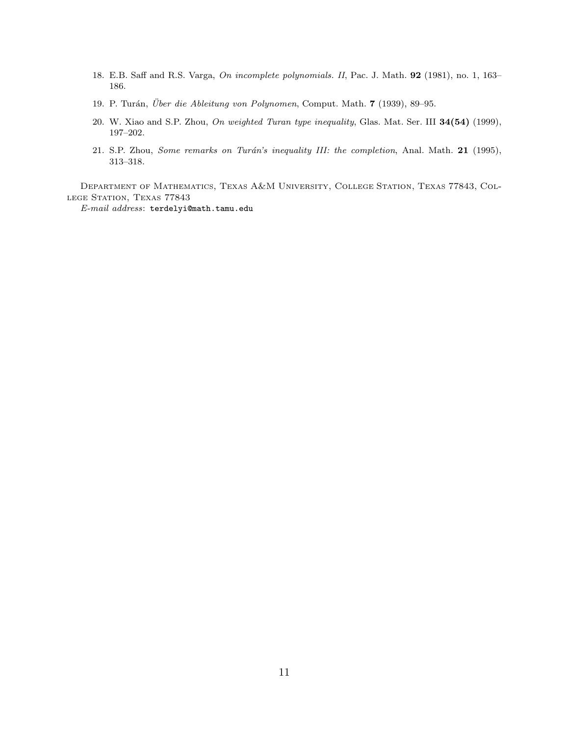18. E.B. Saff and R.S. Varga, *On incomplete polynomials. II*, Pac. J. Math. **92** (1981), no. 1, 163–186.
19. P. Turán, *Über die Ableitung von Polynomen*, Comput. Math. **7** (1939), 89–95.
20. W. Xiao and S.P. Zhou, *On weighted Turan type inequality*, Glas. Mat. Ser. III **34(54)** (1999), 197–202.
21. S.P. Zhou, *Some remarks on Turán's inequality III: the completion*, Anal. Math. **21** (1995), 313–318.

Department of Mathematics, Texas A&M University, College Station, Texas 77843, College Station, Texas 77843

*E-mail address*: `terdelyi@math.tamu.edu`